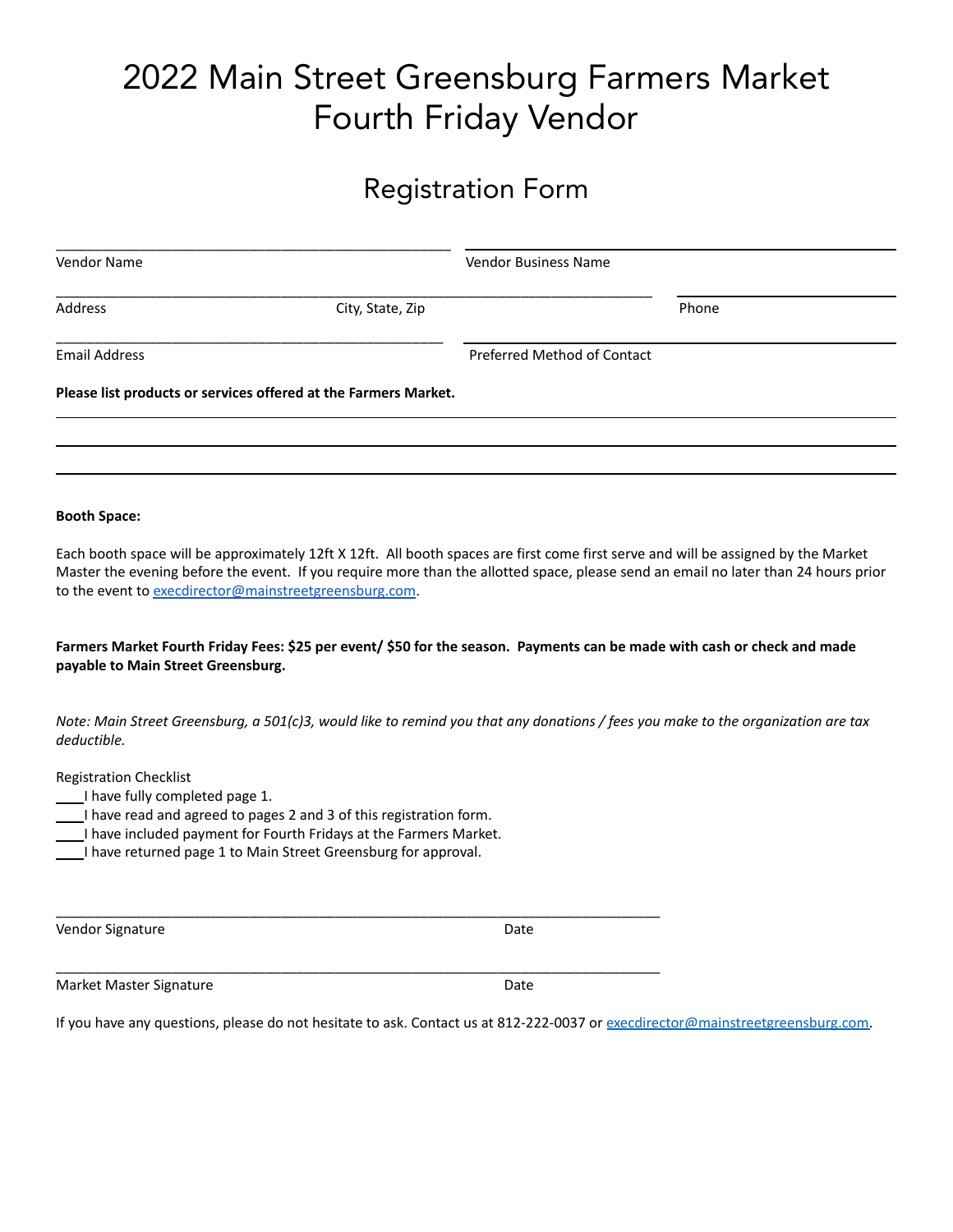# 2022 Main Street Greensburg Farmers Market Fourth Friday Vendor

## Registration Form

______________________________ ______________________________
Vendor Name Vendor Business Name

______________________________ ______________________________ ______________________________
Address City, State, Zip Phone

______________________________ ______________________________
Email Address Preferred Method of Contact

**Please list products or services offered at the Farmers Market.**

______________________________________________________________________

______________________________________________________________________

______________________________________________________________________

**Booth Space:**

Each booth space will be approximately 12ft X 12ft. All booth spaces are first come first serve and will be assigned by the Market Master the evening before the event. If you require more than the allotted space, please send an email no later than 24 hours prior to the event to execdirector@mainstreetgreensburg.com.

**Farmers Market Fourth Friday Fees: $25 per event/ $50 for the season. Payments can be made with cash or check and made payable to Main Street Greensburg.**

*Note: Main Street Greensburg, a 501(c)3, would like to remind you that any donations / fees you make to the organization are tax deductible.*

Registration Checklist

____I have fully completed page 1.
____I have read and agreed to pages 2 and 3 of this registration form.
____I have included payment for Fourth Fridays at the Farmers Market.
____I have returned page 1 to Main Street Greensburg for approval.

______________________________________________________________________
Vendor Signature Date

______________________________________________________________________
Market Master Signature Date

If you have any questions, please do not hesitate to ask. Contact us at 812-222-0037 or execdirector@mainstreetgreensburg.com.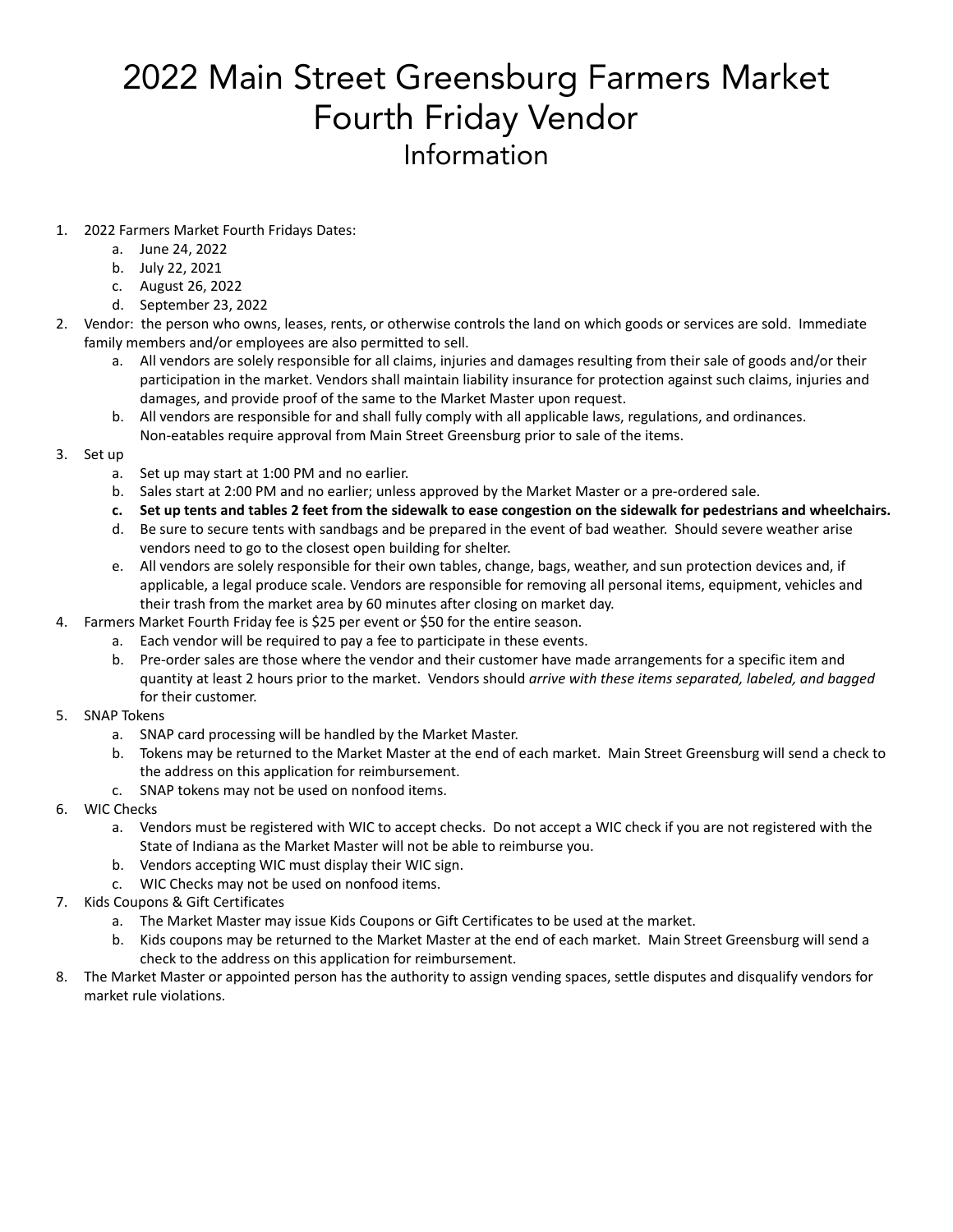# 2022 Main Street Greensburg Farmers Market Fourth Friday Vendor Information

1. 2022 Farmers Market Fourth Fridays Dates:
   a. June 24, 2022
   b. July 22, 2021
   c. August 26, 2022
   d. September 23, 2022
2. Vendor: the person who owns, leases, rents, or otherwise controls the land on which goods or services are sold. Immediate family members and/or employees are also permitted to sell.
   a. All vendors are solely responsible for all claims, injuries and damages resulting from their sale of goods and/or their participation in the market. Vendors shall maintain liability insurance for protection against such claims, injuries and damages, and provide proof of the same to the Market Master upon request.
   b. All vendors are responsible for and shall fully comply with all applicable laws, regulations, and ordinances. Non-eatables require approval from Main Street Greensburg prior to sale of the items.
3. Set up
   a. Set up may start at 1:00 PM and no earlier.
   b. Sales start at 2:00 PM and no earlier; unless approved by the Market Master or a pre-ordered sale.
   c. **Set up tents and tables 2 feet from the sidewalk to ease congestion on the sidewalk for pedestrians and wheelchairs.**
   d. Be sure to secure tents with sandbags and be prepared in the event of bad weather. Should severe weather arise vendors need to go to the closest open building for shelter.
   e. All vendors are solely responsible for their own tables, change, bags, weather, and sun protection devices and, if applicable, a legal produce scale. Vendors are responsible for removing all personal items, equipment, vehicles and their trash from the market area by 60 minutes after closing on market day.
4. Farmers Market Fourth Friday fee is $25 per event or $50 for the entire season.
   a. Each vendor will be required to pay a fee to participate in these events.
   b. Pre-order sales are those where the vendor and their customer have made arrangements for a specific item and quantity at least 2 hours prior to the market. Vendors should *arrive with these items separated, labeled, and bagged* for their customer.
5. SNAP Tokens
   a. SNAP card processing will be handled by the Market Master.
   b. Tokens may be returned to the Market Master at the end of each market. Main Street Greensburg will send a check to the address on this application for reimbursement.
   c. SNAP tokens may not be used on nonfood items.
6. WIC Checks
   a. Vendors must be registered with WIC to accept checks. Do not accept a WIC check if you are not registered with the State of Indiana as the Market Master will not be able to reimburse you.
   b. Vendors accepting WIC must display their WIC sign.
   c. WIC Checks may not be used on nonfood items.
7. Kids Coupons & Gift Certificates
   a. The Market Master may issue Kids Coupons or Gift Certificates to be used at the market.
   b. Kids coupons may be returned to the Market Master at the end of each market. Main Street Greensburg will send a check to the address on this application for reimbursement.
8. The Market Master or appointed person has the authority to assign vending spaces, settle disputes and disqualify vendors for market rule violations.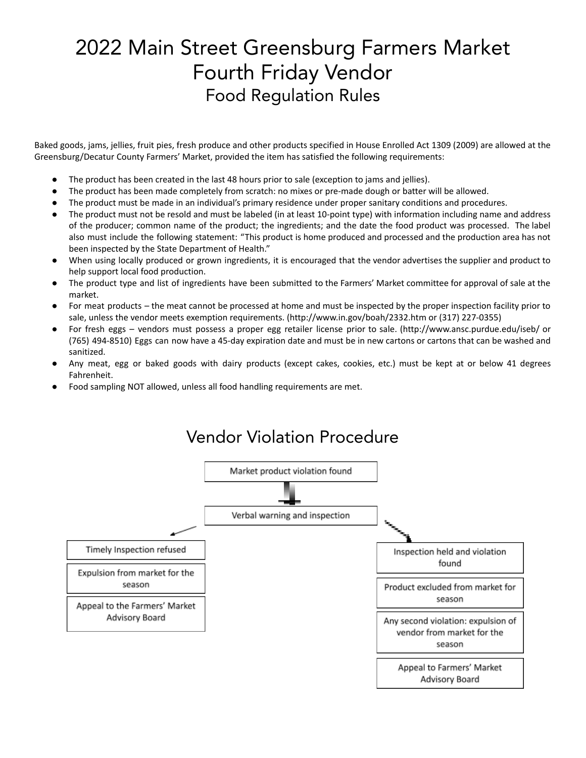# 2022 Main Street Greensburg Farmers Market Fourth Friday Vendor

## Food Regulation Rules

Baked goods, jams, jellies, fruit pies, fresh produce and other products specified in House Enrolled Act 1309 (2009) are allowed at the Greensburg/Decatur County Farmers' Market, provided the item has satisfied the following requirements:

- The product has been created in the last 48 hours prior to sale (exception to jams and jellies).
- The product has been made completely from scratch: no mixes or pre-made dough or batter will be allowed.
- The product must be made in an individual's primary residence under proper sanitary conditions and procedures.
- The product must not be resold and must be labeled (in at least 10-point type) with information including name and address of the producer; common name of the product; the ingredients; and the date the food product was processed. The label also must include the following statement: "This product is home produced and processed and the production area has not been inspected by the State Department of Health."
- When using locally produced or grown ingredients, it is encouraged that the vendor advertises the supplier and product to help support local food production.
- The product type and list of ingredients have been submitted to the Farmers' Market committee for approval of sale at the market.
- For meat products – the meat cannot be processed at home and must be inspected by the proper inspection facility prior to sale, unless the vendor meets exemption requirements. (http://www.in.gov/boah/2332.htm or (317) 227-0355)
- For fresh eggs – vendors must possess a proper egg retailer license prior to sale. (http://www.ansc.purdue.edu/iseb/ or (765) 494-8510) Eggs can now have a 45-day expiration date and must be in new cartons or cartons that can be washed and sanitized.
- Any meat, egg or baked goods with dairy products (except cakes, cookies, etc.) must be kept at or below 41 degrees Fahrenheit.
- Food sampling NOT allowed, unless all food handling requirements are met.

## Vendor Violation Procedure

Market product violation found

Verbal warning and inspection

Timely Inspection refused

Expulsion from market for the season

Appeal to the Farmers' Market Advisory Board

Inspection held and violation found

Product excluded from market for season

Any second violation: expulsion of vendor from market for the season

Appeal to Farmers' Market Advisory Board